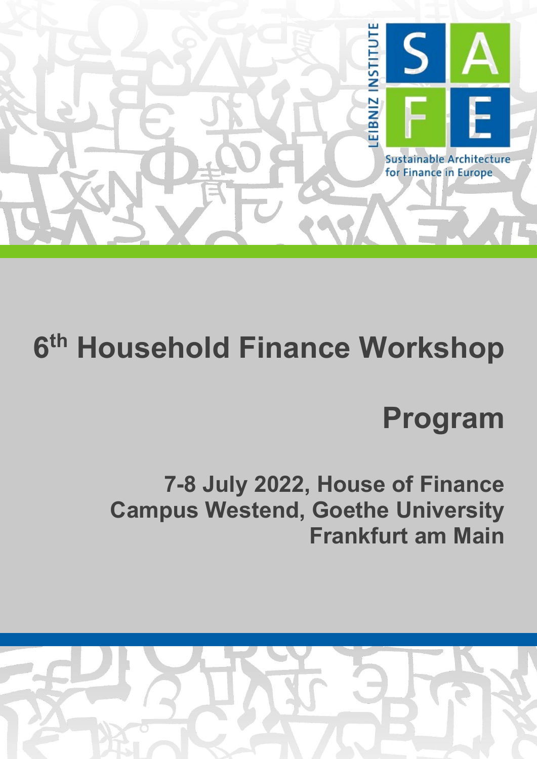LEIBNIZ INSTITUTE

SAFE

Sustainable Architecture for Finance in Europe

# 6th Household Finance Workshop

## Program

**7-8 July 2022, House of Finance**
**Campus Westend, Goethe University**
**Frankfurt am Main**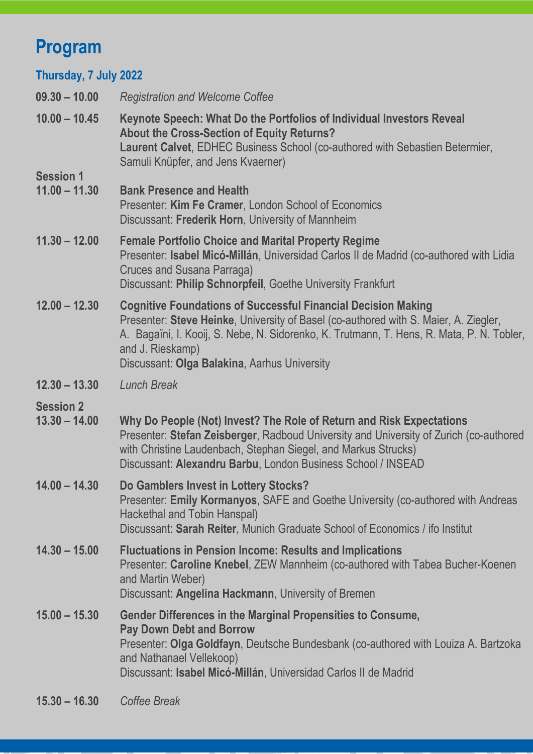# Program

## Thursday, 7 July 2022

**09.30 – 10.00** *Registration and Welcome Coffee*

**10.00 – 10.45** **Keynote Speech: What Do the Portfolios of Individual Investors Reveal About the Cross-Section of Equity Returns?**
**Laurent Calvet**, EDHEC Business School (co-authored with Sebastien Betermier, Samuli Knüpfer, and Jens Kvaerner)

### Session 1

**11.00 – 11.30** **Bank Presence and Health**
Presenter: **Kim Fe Cramer**, London School of Economics
Discussant: **Frederik Horn**, University of Mannheim

**11.30 – 12.00** **Female Portfolio Choice and Marital Property Regime**
Presenter: **Isabel Micó-Millán**, Universidad Carlos II de Madrid (co-authored with Lidia Cruces and Susana Parraga)
Discussant: **Philip Schnorpfeil**, Goethe University Frankfurt

**12.00 – 12.30** **Cognitive Foundations of Successful Financial Decision Making**
Presenter: **Steve Heinke**, University of Basel (co-authored with S. Maier, A. Ziegler, A. Bagaïni, I. Kooij, S. Nebe, N. Sidorenko, K. Trutmann, T. Hens, R. Mata, P. N. Tobler, and J. Rieskamp)
Discussant: **Olga Balakina**, Aarhus University

**12.30 – 13.30** *Lunch Break*

### Session 2

**13.30 – 14.00** **Why Do People (Not) Invest? The Role of Return and Risk Expectations**
Presenter: **Stefan Zeisberger**, Radboud University and University of Zurich (co-authored with Christine Laudenbach, Stephan Siegel, and Markus Strucks)
Discussant: **Alexandru Barbu**, London Business School / INSEAD

**14.00 – 14.30** **Do Gamblers Invest in Lottery Stocks?**
Presenter: **Emily Kormanyos**, SAFE and Goethe University (co-authored with Andreas Hackethal and Tobin Hanspal)
Discussant: **Sarah Reiter**, Munich Graduate School of Economics / ifo Institut

**14.30 – 15.00** **Fluctuations in Pension Income: Results and Implications**
Presenter: **Caroline Knebel**, ZEW Mannheim (co-authored with Tabea Bucher-Koenen and Martin Weber)
Discussant: **Angelina Hackmann**, University of Bremen

**15.00 – 15.30** **Gender Differences in the Marginal Propensities to Consume, Pay Down Debt and Borrow**
Presenter: **Olga Goldfayn**, Deutsche Bundesbank (co-authored with Louiza A. Bartzoka and Nathanael Vellekoop)
Discussant: **Isabel Micó-Millán**, Universidad Carlos II de Madrid

**15.30 – 16.30** *Coffee Break*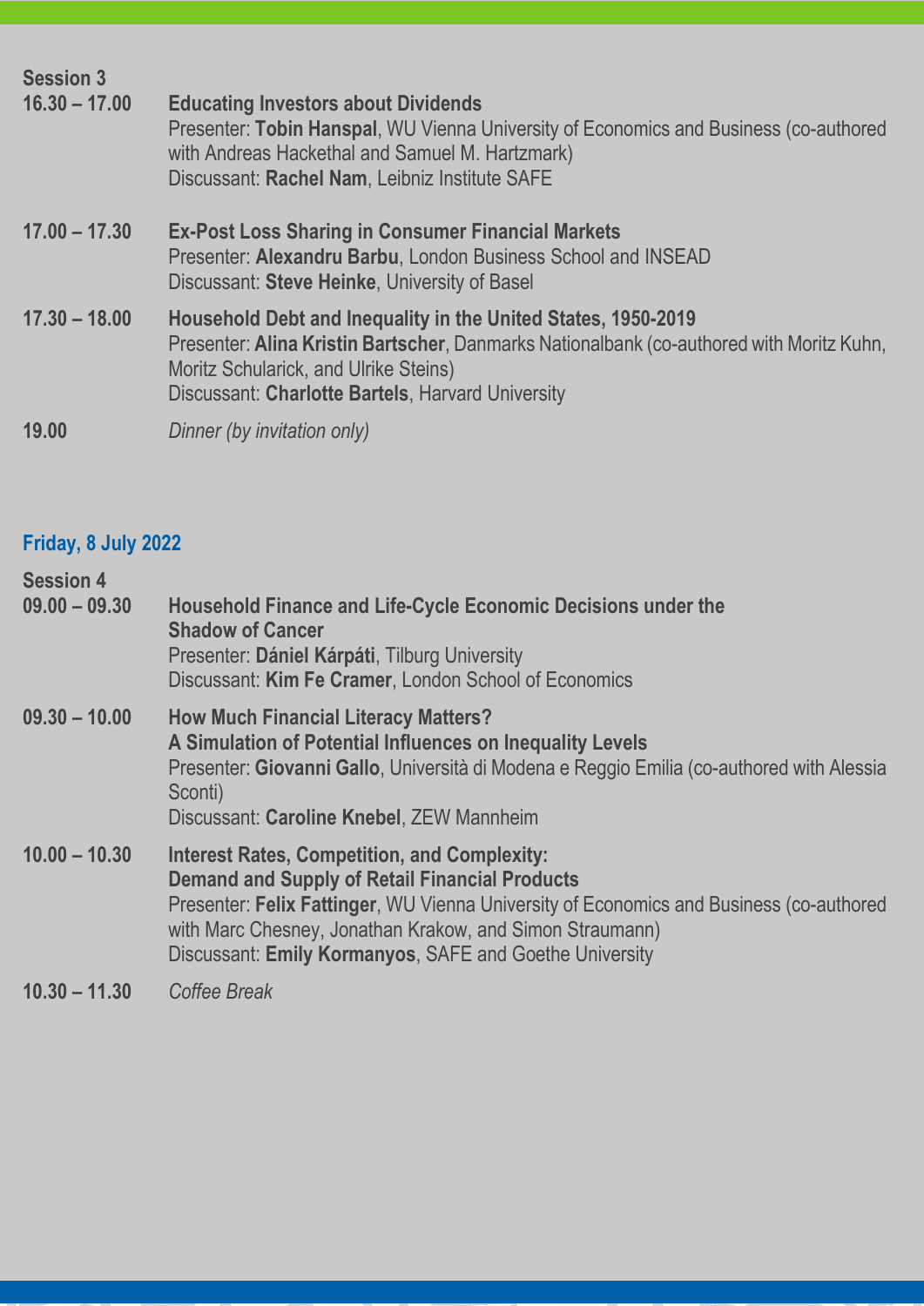**Session 3**

**16.30 – 17.00** **Educating Investors about Dividends**
Presenter: **Tobin Hanspal**, WU Vienna University of Economics and Business (co-authored with Andreas Hackethal and Samuel M. Hartzmark)
Discussant: **Rachel Nam**, Leibniz Institute SAFE

**17.00 – 17.30** **Ex-Post Loss Sharing in Consumer Financial Markets**
Presenter: **Alexandru Barbu**, London Business School and INSEAD
Discussant: **Steve Heinke**, University of Basel

**17.30 – 18.00** **Household Debt and Inequality in the United States, 1950-2019**
Presenter: **Alina Kristin Bartscher**, Danmarks Nationalbank (co-authored with Moritz Kuhn, Moritz Schularick, and Ulrike Steins)
Discussant: **Charlotte Bartels**, Harvard University

**19.00** *Dinner (by invitation only)*

## Friday, 8 July 2022

**Session 4**

**09.00 – 09.30** **Household Finance and Life-Cycle Economic Decisions under the Shadow of Cancer**
Presenter: **Dániel Kárpáti**, Tilburg University
Discussant: **Kim Fe Cramer**, London School of Economics

**09.30 – 10.00** **How Much Financial Literacy Matters? A Simulation of Potential Influences on Inequality Levels**
Presenter: **Giovanni Gallo**, Università di Modena e Reggio Emilia (co-authored with Alessia Sconti)
Discussant: **Caroline Knebel**, ZEW Mannheim

**10.00 – 10.30** **Interest Rates, Competition, and Complexity: Demand and Supply of Retail Financial Products**
Presenter: **Felix Fattinger**, WU Vienna University of Economics and Business (co-authored with Marc Chesney, Jonathan Krakow, and Simon Straumann)
Discussant: **Emily Kormanyos**, SAFE and Goethe University

**10.30 – 11.30** *Coffee Break*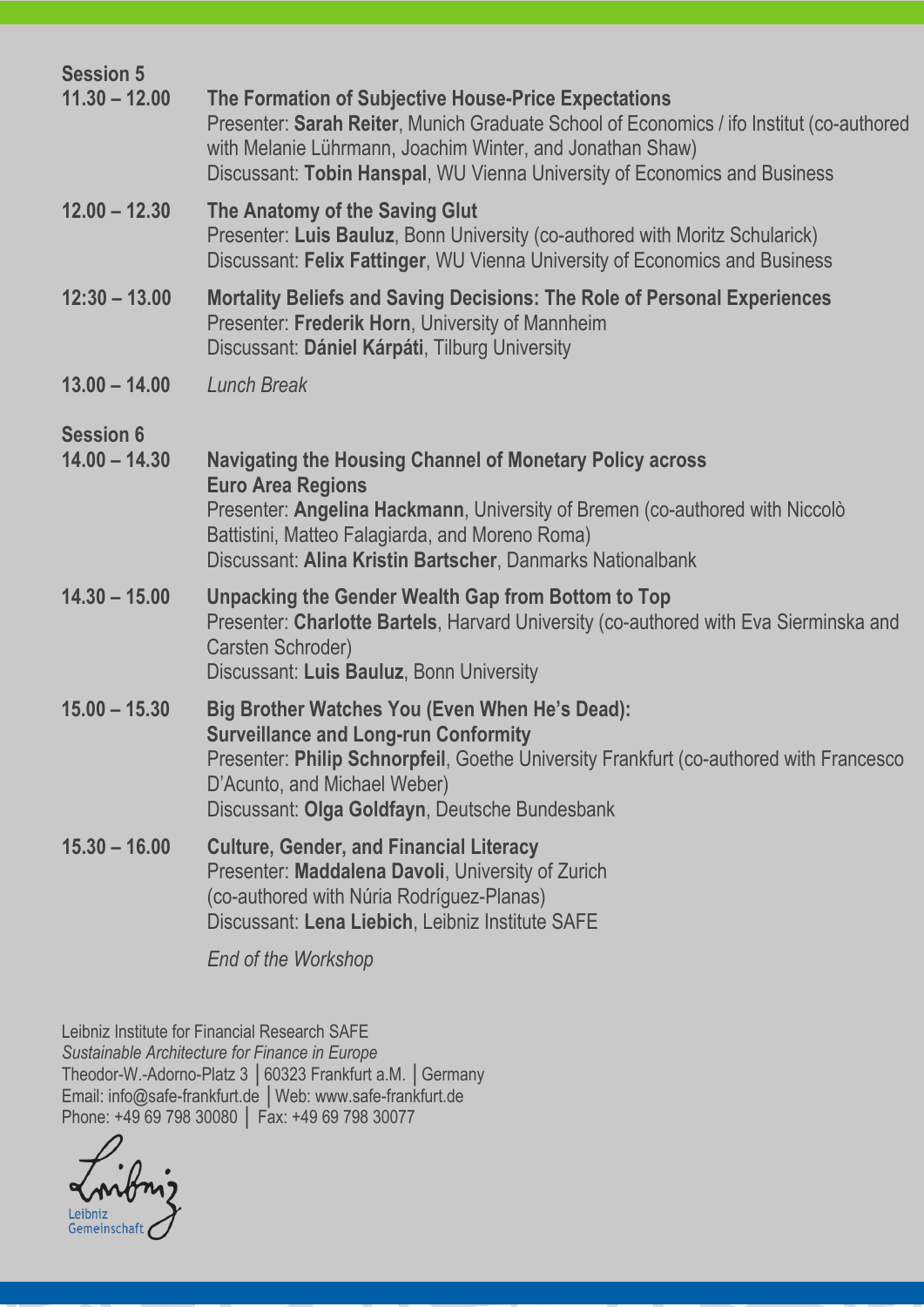**Session 5**

**11.30 – 12.00** **The Formation of Subjective House-Price Expectations**
Presenter: **Sarah Reiter**, Munich Graduate School of Economics / ifo Institut (co-authored with Melanie Lührmann, Joachim Winter, and Jonathan Shaw)
Discussant: **Tobin Hanspal**, WU Vienna University of Economics and Business

**12.00 – 12.30** **The Anatomy of the Saving Glut**
Presenter: **Luis Bauluz**, Bonn University (co-authored with Moritz Schularick)
Discussant: **Felix Fattinger**, WU Vienna University of Economics and Business

**12:30 – 13.00** **Mortality Beliefs and Saving Decisions: The Role of Personal Experiences**
Presenter: **Frederik Horn**, University of Mannheim
Discussant: **Dániel Kárpáti**, Tilburg University

**13.00 – 14.00** *Lunch Break*

**Session 6**

**14.00 – 14.30** **Navigating the Housing Channel of Monetary Policy across Euro Area Regions**
Presenter: **Angelina Hackmann**, University of Bremen (co-authored with Niccolò Battistini, Matteo Falagiarda, and Moreno Roma)
Discussant: **Alina Kristin Bartscher**, Danmarks Nationalbank

**14.30 – 15.00** **Unpacking the Gender Wealth Gap from Bottom to Top**
Presenter: **Charlotte Bartels**, Harvard University (co-authored with Eva Sierminska and Carsten Schroder)
Discussant: **Luis Bauluz**, Bonn University

**15.00 – 15.30** **Big Brother Watches You (Even When He's Dead): Surveillance and Long-run Conformity**
Presenter: **Philip Schnorpfeil**, Goethe University Frankfurt (co-authored with Francesco D'Acunto, and Michael Weber)
Discussant: **Olga Goldfayn**, Deutsche Bundesbank

**15.30 – 16.00** **Culture, Gender, and Financial Literacy**
Presenter: **Maddalena Davoli**, University of Zurich (co-authored with Núria Rodríguez-Planas)
Discussant: **Lena Liebich**, Leibniz Institute SAFE

*End of the Workshop*

Leibniz Institute for Financial Research SAFE
*Sustainable Architecture for Finance in Europe*
Theodor-W.-Adorno-Platz 3 | 60323 Frankfurt a.M. | Germany
Email: info@safe-frankfurt.de | Web: www.safe-frankfurt.de
Phone: +49 69 798 30080 | Fax: +49 69 798 30077

Leibniz Gemeinschaft